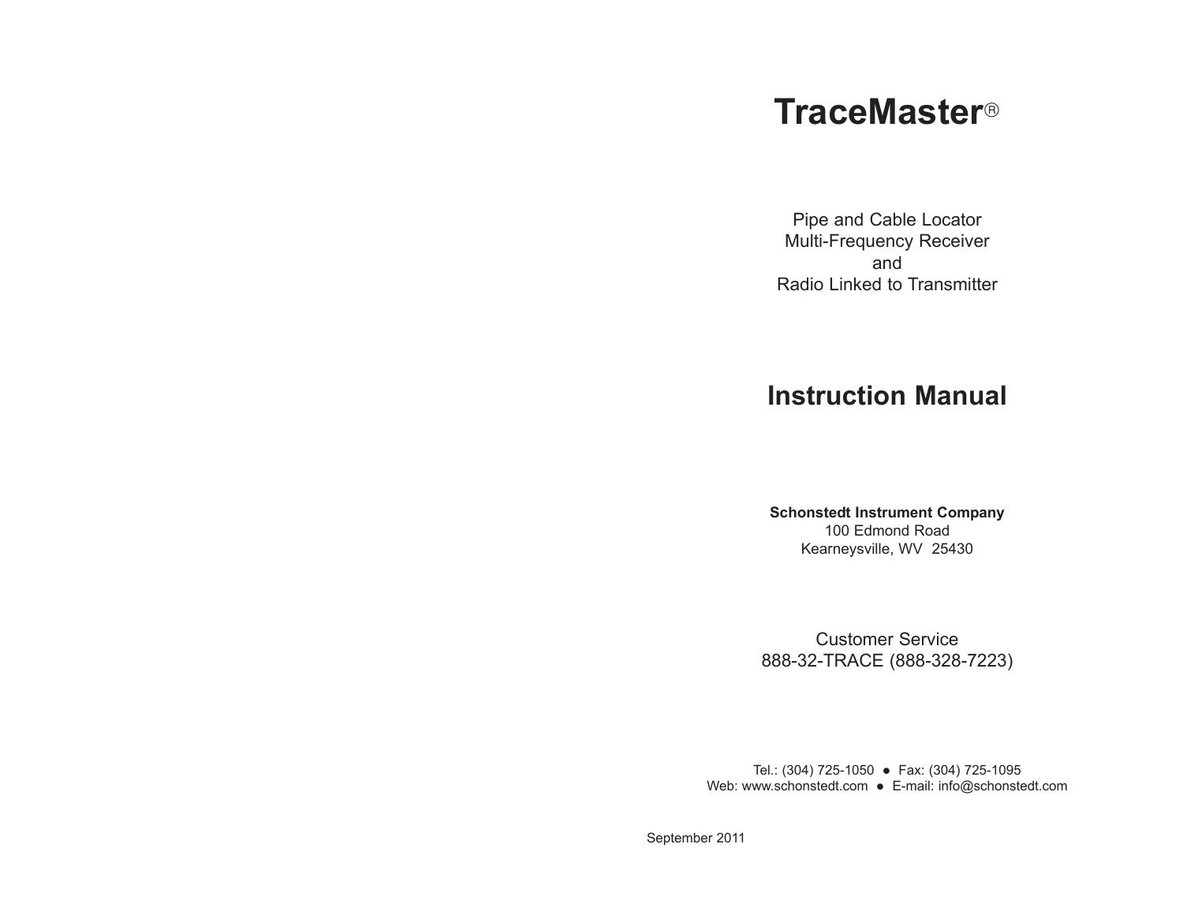# TraceMaster®

Pipe and Cable Locator
Multi-Frequency Receiver
and
Radio Linked to Transmitter

## Instruction Manual

**Schonstedt Instrument Company**
100 Edmond Road
Kearneysville, WV 25430

Customer Service
888-32-TRACE (888-328-7223)

Tel.: (304) 725-1050 ● Fax: (304) 725-1095
Web: www.schonstedt.com ● E-mail: info@schonstedt.com

September 2011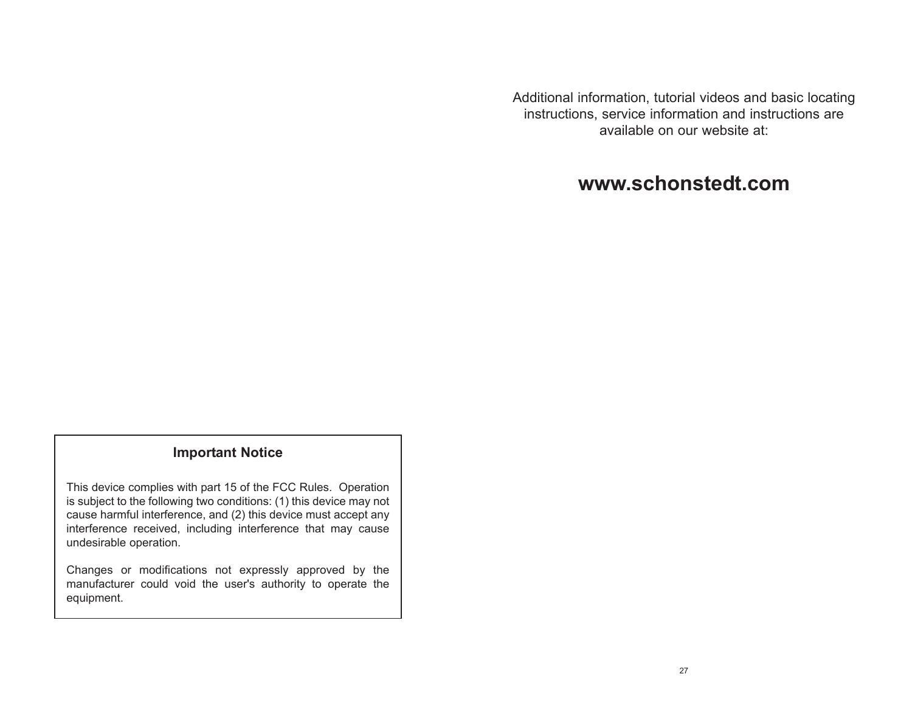## Important Notice

This device complies with part 15 of the FCC Rules. Operation is subject to the following two conditions: (1) this device may not cause harmful interference, and (2) this device must accept any interference received, including interference that may cause undesirable operation.

Changes or modifications not expressly approved by the manufacturer could void the user's authority to operate the equipment.

Additional information, tutorial videos and basic locating instructions, service information and instructions are available on our website at:

**www.schonstedt.com**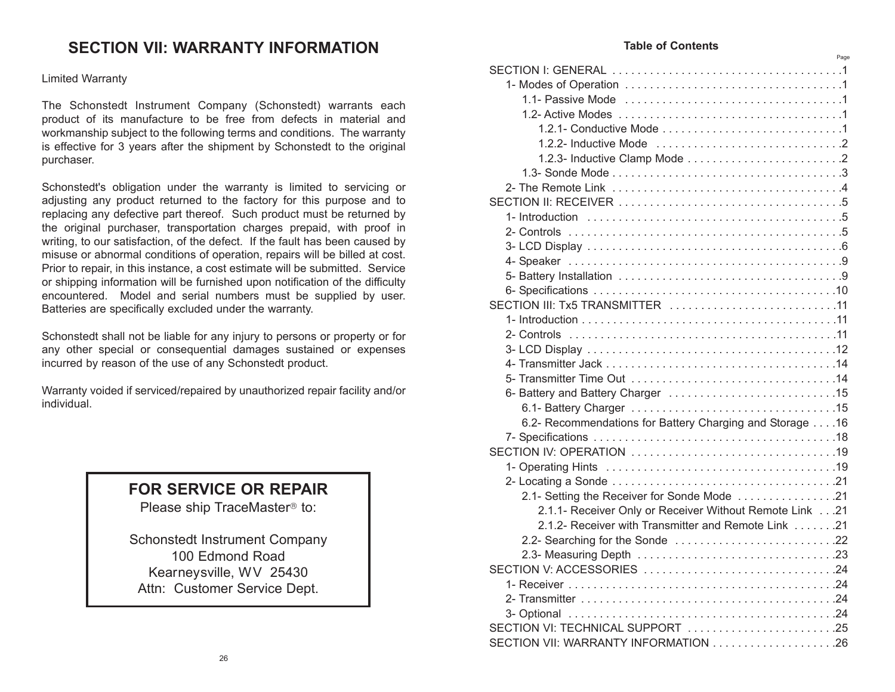# SECTION VII: WARRANTY INFORMATION

Limited Warranty

The Schonstedt Instrument Company (Schonstedt) warrants each product of its manufacture to be free from defects in material and workmanship subject to the following terms and conditions. The warranty is effective for 3 years after the shipment by Schonstedt to the original purchaser.

Schonstedt's obligation under the warranty is limited to servicing or adjusting any product returned to the factory for this purpose and to replacing any defective part thereof. Such product must be returned by the original purchaser, transportation charges prepaid, with proof in writing, to our satisfaction, of the defect. If the fault has been caused by misuse or abnormal conditions of operation, repairs will be billed at cost. Prior to repair, in this instance, a cost estimate will be submitted. Service or shipping information will be furnished upon notification of the difficulty encountered. Model and serial numbers must be supplied by user. Batteries are specifically excluded under the warranty.

Schonstedt shall not be liable for any injury to persons or property or for any other special or consequential damages sustained or expenses incurred by reason of the use of any Schonstedt product.

Warranty voided if serviced/repaired by unauthorized repair facility and/or individual.

> **FOR SERVICE OR REPAIR**
>
> Please ship TraceMaster® to:
>
> Schonstedt Instrument Company
> 100 Edmond Road
> Kearneysville, WV 25430
> Attn: Customer Service Dept.

## Table of Contents

| | Page |
|---|---|
| SECTION I: GENERAL | 1 |
| 1- Modes of Operation | 1 |
| 1.1- Passive Mode | 1 |
| 1.2- Active Modes | 1 |
| 1.2.1- Conductive Mode | 1 |
| 1.2.2- Inductive Mode | 2 |
| 1.2.3- Inductive Clamp Mode | 2 |
| 1.3- Sonde Mode | 3 |
| 2- The Remote Link | 4 |
| SECTION II: RECEIVER | 5 |
| 1- Introduction | 5 |
| 2- Controls | 5 |
| 3- LCD Display | 6 |
| 4- Speaker | 9 |
| 5- Battery Installation | 9 |
| 6- Specifications | 10 |
| SECTION III: Tx5 TRANSMITTER | 11 |
| 1- Introduction | 11 |
| 2- Controls | 11 |
| 3- LCD Display | 12 |
| 4- Transmitter Jack | 14 |
| 5- Transmitter Time Out | 14 |
| 6- Battery and Battery Charger | 15 |
| 6.1- Battery Charger | 15 |
| 6.2- Recommendations for Battery Charging and Storage | 16 |
| 7- Specifications | 18 |
| SECTION IV: OPERATION | 19 |
| 1- Operating Hints | 19 |
| 2- Locating a Sonde | 21 |
| 2.1- Setting the Receiver for Sonde Mode | 21 |
| 2.1.1- Receiver Only or Receiver Without Remote Link | 21 |
| 2.1.2- Receiver with Transmitter and Remote Link | 21 |
| 2.2- Searching for the Sonde | 22 |
| 2.3- Measuring Depth | 23 |
| SECTION V: ACCESSORIES | 24 |
| 1- Receiver | 24 |
| 2- Transmitter | 24 |
| 3- Optional | 24 |
| SECTION VI: TECHNICAL SUPPORT | 25 |
| SECTION VII: WARRANTY INFORMATION | 26 |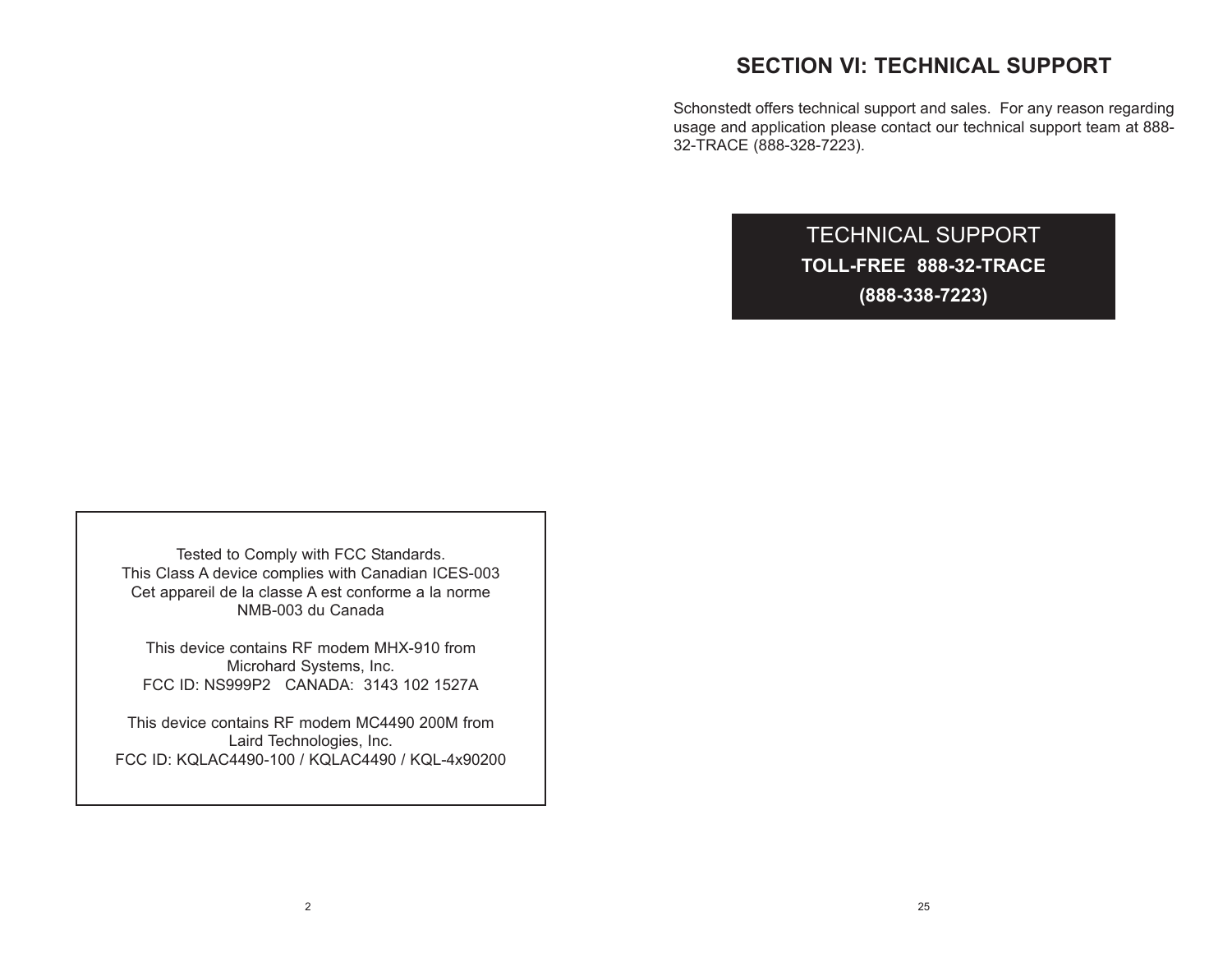Tested to Comply with FCC Standards.
This Class A device complies with Canadian ICES-003
Cet appareil de la classe A est conforme a la norme
NMB-003 du Canada

This device contains RF modem MHX-910 from
Microhard Systems, Inc.
FCC ID: NS999P2   CANADA:  3143 102 1527A

This device contains RF modem MC4490 200M from
Laird Technologies, Inc.
FCC ID: KQLAC4490-100 / KQLAC4490 / KQL-4x90200

# SECTION VI: TECHNICAL SUPPORT

Schonstedt offers technical support and sales. For any reason regarding usage and application please contact our technical support team at 888-32-TRACE (888-328-7223).

TECHNICAL SUPPORT

**TOLL-FREE 888-32-TRACE**

**(888-338-7223)**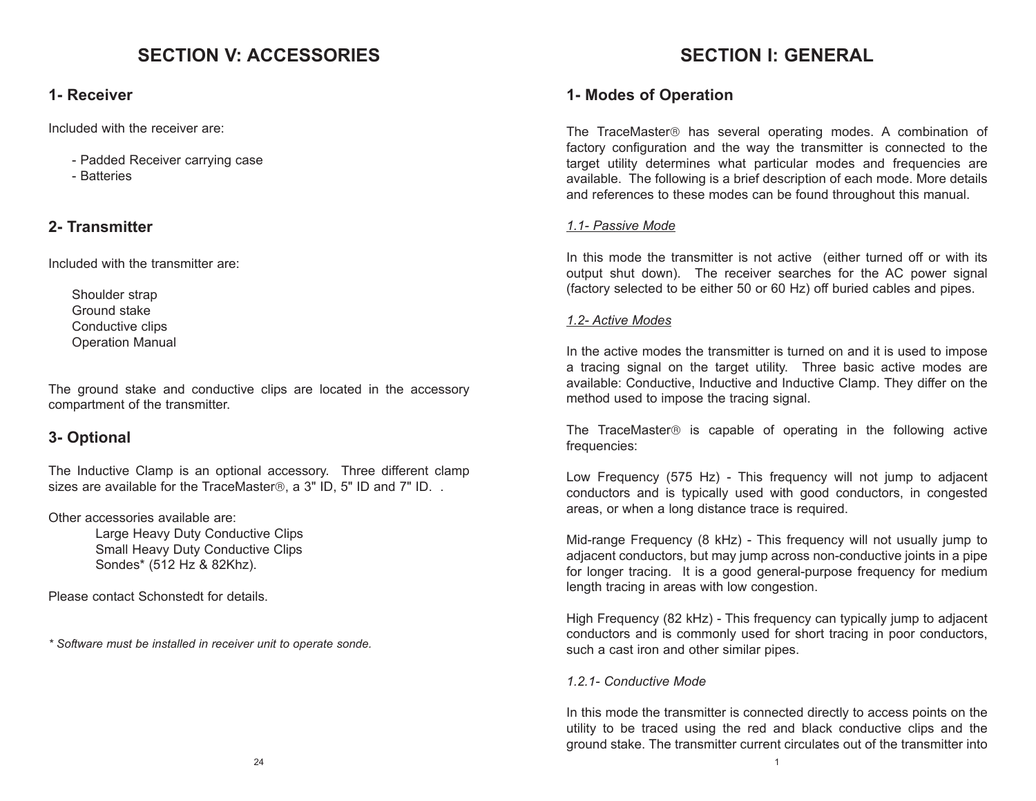# SECTION V: ACCESSORIES

## 1- Receiver

Included with the receiver are:

- Padded Receiver carrying case
- Batteries

## 2- Transmitter

Included with the transmitter are:

Shoulder strap
Ground stake
Conductive clips
Operation Manual

The ground stake and conductive clips are located in the accessory compartment of the transmitter.

## 3- Optional

The Inductive Clamp is an optional accessory. Three different clamp sizes are available for the TraceMaster®, a 3" ID, 5" ID and 7" ID. .

Other accessories available are:

Large Heavy Duty Conductive Clips
Small Heavy Duty Conductive Clips
Sondes* (512 Hz & 82Khz).

Please contact Schonstedt for details.

*\* Software must be installed in receiver unit to operate sonde.*

# SECTION I: GENERAL

## 1- Modes of Operation

The TraceMaster® has several operating modes. A combination of factory configuration and the way the transmitter is connected to the target utility determines what particular modes and frequencies are available. The following is a brief description of each mode. More details and references to these modes can be found throughout this manual.

*1.1- Passive Mode*

In this mode the transmitter is not active (either turned off or with its output shut down). The receiver searches for the AC power signal (factory selected to be either 50 or 60 Hz) off buried cables and pipes.

*1.2- Active Modes*

In the active modes the transmitter is turned on and it is used to impose a tracing signal on the target utility. Three basic active modes are available: Conductive, Inductive and Inductive Clamp. They differ on the method used to impose the tracing signal.

The TraceMaster® is capable of operating in the following active frequencies:

Low Frequency (575 Hz) - This frequency will not jump to adjacent conductors and is typically used with good conductors, in congested areas, or when a long distance trace is required.

Mid-range Frequency (8 kHz) - This frequency will not usually jump to adjacent conductors, but may jump across non-conductive joints in a pipe for longer tracing. It is a good general-purpose frequency for medium length tracing in areas with low congestion.

High Frequency (82 kHz) - This frequency can typically jump to adjacent conductors and is commonly used for short tracing in poor conductors, such a cast iron and other similar pipes.

*1.2.1- Conductive Mode*

In this mode the transmitter is connected directly to access points on the utility to be traced using the red and black conductive clips and the ground stake. The transmitter current circulates out of the transmitter into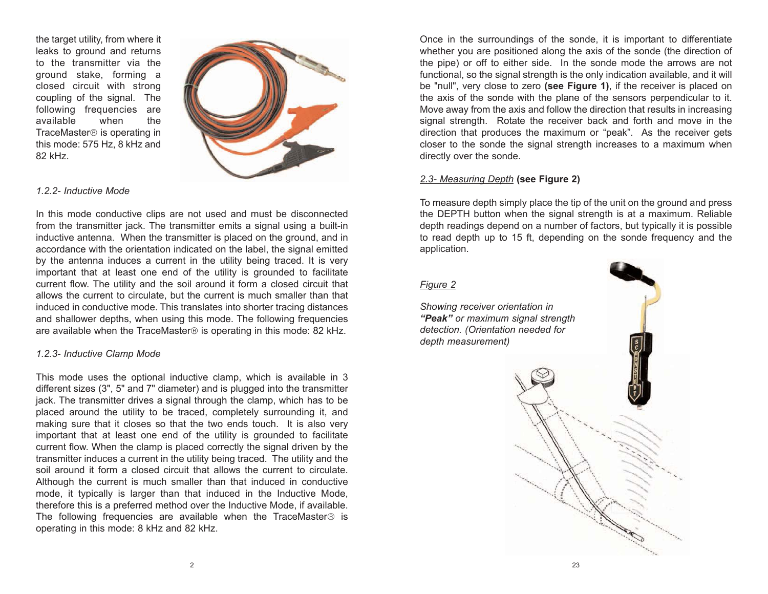the target utility, from where it leaks to ground and returns to the transmitter via the ground stake, forming a closed circuit with strong coupling of the signal. The following frequencies are available when the TraceMaster® is operating in this mode: 575 Hz, 8 kHz and 82 kHz.

*1.2.2- Inductive Mode*

In this mode conductive clips are not used and must be disconnected from the transmitter jack. The transmitter emits a signal using a built-in inductive antenna. When the transmitter is placed on the ground, and in accordance with the orientation indicated on the label, the signal emitted by the antenna induces a current in the utility being traced. It is very important that at least one end of the utility is grounded to facilitate current flow. The utility and the soil around it form a closed circuit that allows the current to circulate, but the current is much smaller than that induced in conductive mode. This translates into shorter tracing distances and shallower depths, when using this mode. The following frequencies are available when the TraceMaster® is operating in this mode: 82 kHz.

*1.2.3- Inductive Clamp Mode*

This mode uses the optional inductive clamp, which is available in 3 different sizes (3", 5" and 7" diameter) and is plugged into the transmitter jack. The transmitter drives a signal through the clamp, which has to be placed around the utility to be traced, completely surrounding it, and making sure that it closes so that the two ends touch. It is also very important that at least one end of the utility is grounded to facilitate current flow. When the clamp is placed correctly the signal driven by the transmitter induces a current in the utility being traced. The utility and the soil around it form a closed circuit that allows the current to circulate. Although the current is much smaller than that induced in conductive mode, it typically is larger than that induced in the Inductive Mode, therefore this is a preferred method over the Inductive Mode, if available. The following frequencies are available when the TraceMaster® is operating in this mode: 8 kHz and 82 kHz.

Once in the surroundings of the sonde, it is important to differentiate whether you are positioned along the axis of the sonde (the direction of the pipe) or off to either side. In the sonde mode the arrows are not functional, so the signal strength is the only indication available, and it will be "null", very close to zero **(see Figure 1)**, if the receiver is placed on the axis of the sonde with the plane of the sensors perpendicular to it. Move away from the axis and follow the direction that results in increasing signal strength. Rotate the receiver back and forth and move in the direction that produces the maximum or "peak". As the receiver gets closer to the sonde the signal strength increases to a maximum when directly over the sonde.

*2.3- Measuring Depth* **(see Figure 2)**

To measure depth simply place the tip of the unit on the ground and press the DEPTH button when the signal strength is at a maximum. Reliable depth readings depend on a number of factors, but typically it is possible to read depth up to 15 ft, depending on the sonde frequency and the application.

*Figure 2*

*Showing receiver orientation in **"Peak"** or maximum signal strength detection. (Orientation needed for depth measurement)*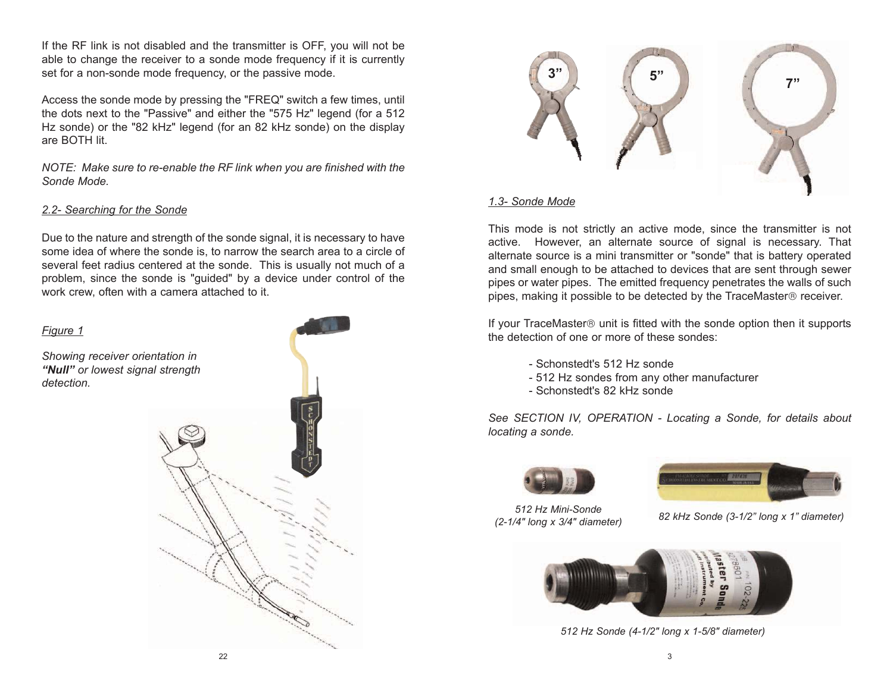If the RF link is not disabled and the transmitter is OFF, you will not be able to change the receiver to a sonde mode frequency if it is currently set for a non-sonde mode frequency, or the passive mode.

Access the sonde mode by pressing the "FREQ" switch a few times, until the dots next to the "Passive" and either the "575 Hz" legend (for a 512 Hz sonde) or the "82 kHz" legend (for an 82 kHz sonde) on the display are BOTH lit.

*NOTE: Make sure to re-enable the RF link when you are finished with the Sonde Mode.*

## *2.2- Searching for the Sonde*

Due to the nature and strength of the sonde signal, it is necessary to have some idea of where the sonde is, to narrow the search area to a circle of several feet radius centered at the sonde. This is usually not much of a problem, since the sonde is "guided" by a device under control of the work crew, often with a camera attached to it.

*Figure 1*

*Showing receiver orientation in **"Null"** or lowest signal strength detection.*

3"

5"

7"

## *1.3- Sonde Mode*

This mode is not strictly an active mode, since the transmitter is not active. However, an alternate source of signal is necessary. That alternate source is a mini transmitter or "sonde" that is battery operated and small enough to be attached to devices that are sent through sewer pipes or water pipes. The emitted frequency penetrates the walls of such pipes, making it possible to be detected by the TraceMaster® receiver.

If your TraceMaster® unit is fitted with the sonde option then it supports the detection of one or more of these sondes:

- Schonstedt's 512 Hz sonde
- 512 Hz sondes from any other manufacturer
- Schonstedt's 82 kHz sonde

*See SECTION IV, OPERATION - Locating a Sonde, for details about locating a sonde.*

*512 Hz Mini-Sonde (2-1/4" long x 3/4" diameter)*

*82 kHz Sonde (3-1/2" long x 1" diameter)*

*512 Hz Sonde (4-1/2" long x 1-5/8" diameter)*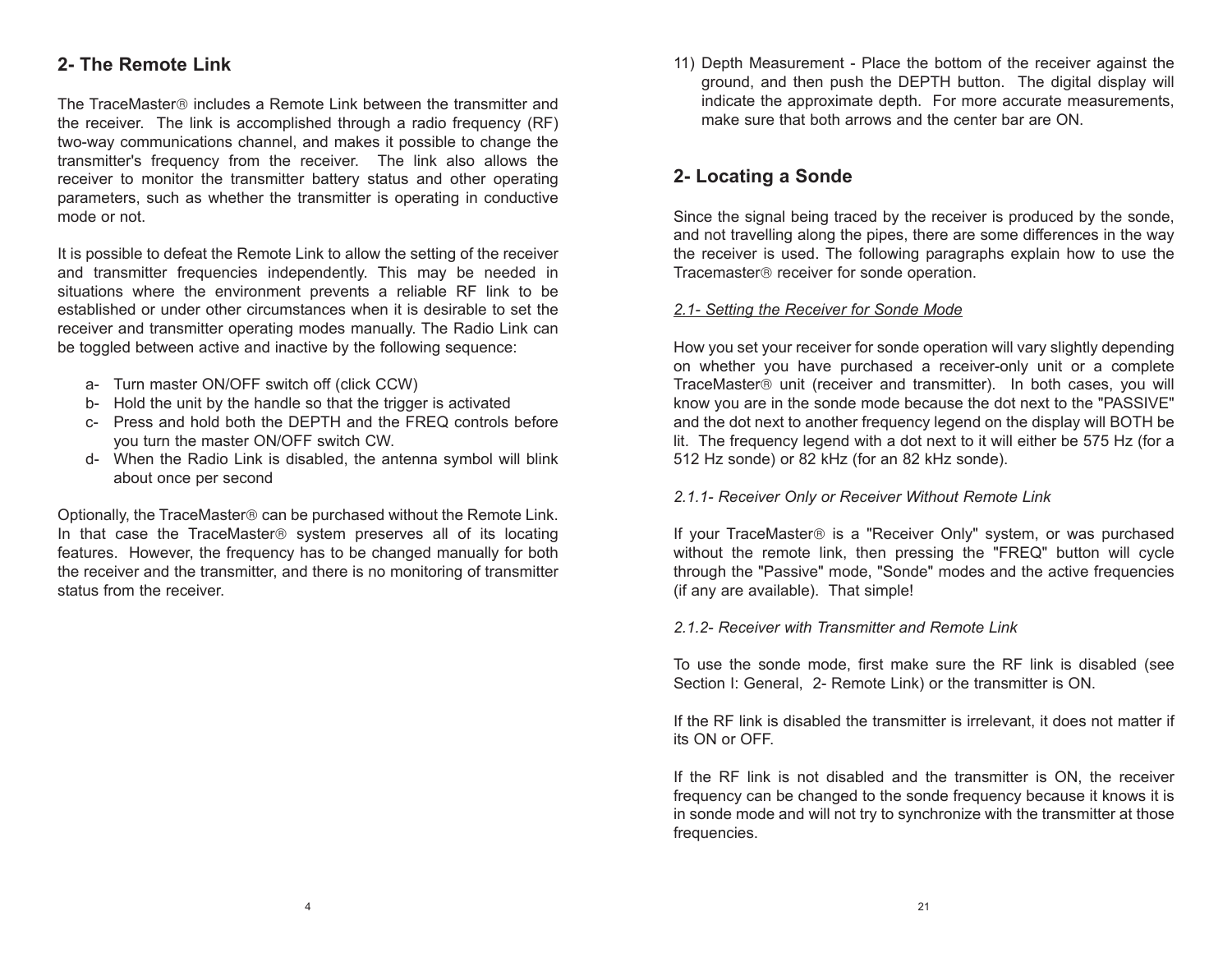## 2- The Remote Link

The TraceMaster® includes a Remote Link between the transmitter and the receiver. The link is accomplished through a radio frequency (RF) two-way communications channel, and makes it possible to change the transmitter's frequency from the receiver. The link also allows the receiver to monitor the transmitter battery status and other operating parameters, such as whether the transmitter is operating in conductive mode or not.

It is possible to defeat the Remote Link to allow the setting of the receiver and transmitter frequencies independently. This may be needed in situations where the environment prevents a reliable RF link to be established or under other circumstances when it is desirable to set the receiver and transmitter operating modes manually. The Radio Link can be toggled between active and inactive by the following sequence:

a- Turn master ON/OFF switch off (click CCW)
b- Hold the unit by the handle so that the trigger is activated
c- Press and hold both the DEPTH and the FREQ controls before you turn the master ON/OFF switch CW.
d- When the Radio Link is disabled, the antenna symbol will blink about once per second

Optionally, the TraceMaster® can be purchased without the Remote Link. In that case the TraceMaster® system preserves all of its locating features. However, the frequency has to be changed manually for both the receiver and the transmitter, and there is no monitoring of transmitter status from the receiver.

11) Depth Measurement - Place the bottom of the receiver against the ground, and then push the DEPTH button. The digital display will indicate the approximate depth. For more accurate measurements, make sure that both arrows and the center bar are ON.

## 2- Locating a Sonde

Since the signal being traced by the receiver is produced by the sonde, and not travelling along the pipes, there are some differences in the way the receiver is used. The following paragraphs explain how to use the Tracemaster® receiver for sonde operation.

<u>*2.1- Setting the Receiver for Sonde Mode*</u>

How you set your receiver for sonde operation will vary slightly depending on whether you have purchased a receiver-only unit or a complete TraceMaster® unit (receiver and transmitter). In both cases, you will know you are in the sonde mode because the dot next to the "PASSIVE" and the dot next to another frequency legend on the display will BOTH be lit. The frequency legend with a dot next to it will either be 575 Hz (for a 512 Hz sonde) or 82 kHz (for an 82 kHz sonde).

*2.1.1- Receiver Only or Receiver Without Remote Link*

If your TraceMaster® is a "Receiver Only" system, or was purchased without the remote link, then pressing the "FREQ" button will cycle through the "Passive" mode, "Sonde" modes and the active frequencies (if any are available). That simple!

*2.1.2- Receiver with Transmitter and Remote Link*

To use the sonde mode, first make sure the RF link is disabled (see Section I: General, 2- Remote Link) or the transmitter is ON.

If the RF link is disabled the transmitter is irrelevant, it does not matter if its ON or OFF.

If the RF link is not disabled and the transmitter is ON, the receiver frequency can be changed to the sonde frequency because it knows it is in sonde mode and will not try to synchronize with the transmitter at those frequencies.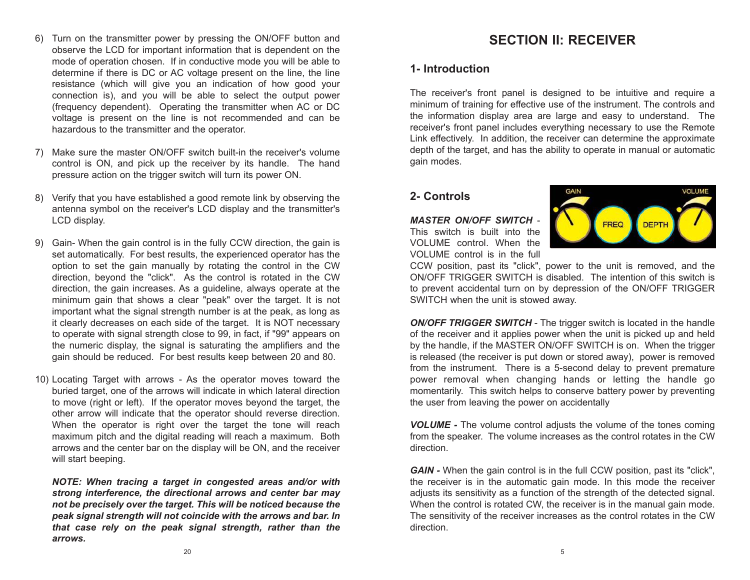6) Turn on the transmitter power by pressing the ON/OFF button and observe the LCD for important information that is dependent on the mode of operation chosen. If in conductive mode you will be able to determine if there is DC or AC voltage present on the line, the line resistance (which will give you an indication of how good your connection is), and you will be able to select the output power (frequency dependent). Operating the transmitter when AC or DC voltage is present on the line is not recommended and can be hazardous to the transmitter and the operator.

7) Make sure the master ON/OFF switch built-in the receiver's volume control is ON, and pick up the receiver by its handle. The hand pressure action on the trigger switch will turn its power ON.

8) Verify that you have established a good remote link by observing the antenna symbol on the receiver's LCD display and the transmitter's LCD display.

9) Gain- When the gain control is in the fully CCW direction, the gain is set automatically. For best results, the experienced operator has the option to set the gain manually by rotating the control in the CW direction, beyond the "click". As the control is rotated in the CW direction, the gain increases. As a guideline, always operate at the minimum gain that shows a clear "peak" over the target. It is not important what the signal strength number is at the peak, as long as it clearly decreases on each side of the target. It is NOT necessary to operate with signal strength close to 99, in fact, if "99" appears on the numeric display, the signal is saturating the amplifiers and the gain should be reduced. For best results keep between 20 and 80.

10) Locating Target with arrows - As the operator moves toward the buried target, one of the arrows will indicate in which lateral direction to move (right or left). If the operator moves beyond the target, the other arrow will indicate that the operator should reverse direction. When the operator is right over the target the tone will reach maximum pitch and the digital reading will reach a maximum. Both arrows and the center bar on the display will be ON, and the receiver will start beeping.

    ***NOTE: When tracing a target in congested areas and/or with strong interference, the directional arrows and center bar may not be precisely over the target. This will be noticed because the peak signal strength will not coincide with the arrows and bar. In that case rely on the peak signal strength, rather than the arrows.***

# SECTION II: RECEIVER

## 1- Introduction

The receiver's front panel is designed to be intuitive and require a minimum of training for effective use of the instrument. The controls and the information display area are large and easy to understand. The receiver's front panel includes everything necessary to use the Remote Link effectively. In addition, the receiver can determine the approximate depth of the target, and has the ability to operate in manual or automatic gain modes.

## 2- Controls

***MASTER ON/OFF SWITCH*** - This switch is built into the VOLUME control. When the VOLUME control is in the full CCW position, past its "click", power to the unit is removed, and the ON/OFF TRIGGER SWITCH is disabled. The intention of this switch is to prevent accidental turn on by depression of the ON/OFF TRIGGER SWITCH when the unit is stowed away.

***ON/OFF TRIGGER SWITCH*** - The trigger switch is located in the handle of the receiver and it applies power when the unit is picked up and held by the handle, if the MASTER ON/OFF SWITCH is on. When the trigger is released (the receiver is put down or stored away), power is removed from the instrument. There is a 5-second delay to prevent premature power removal when changing hands or letting the handle go momentarily. This switch helps to conserve battery power by preventing the user from leaving the power on accidentally

***VOLUME -*** The volume control adjusts the volume of the tones coming from the speaker. The volume increases as the control rotates in the CW direction.

***GAIN -*** When the gain control is in the full CCW position, past its "click", the receiver is in the automatic gain mode. In this mode the receiver adjusts its sensitivity as a function of the strength of the detected signal. When the control is rotated CW, the receiver is in the manual gain mode. The sensitivity of the receiver increases as the control rotates in the CW direction.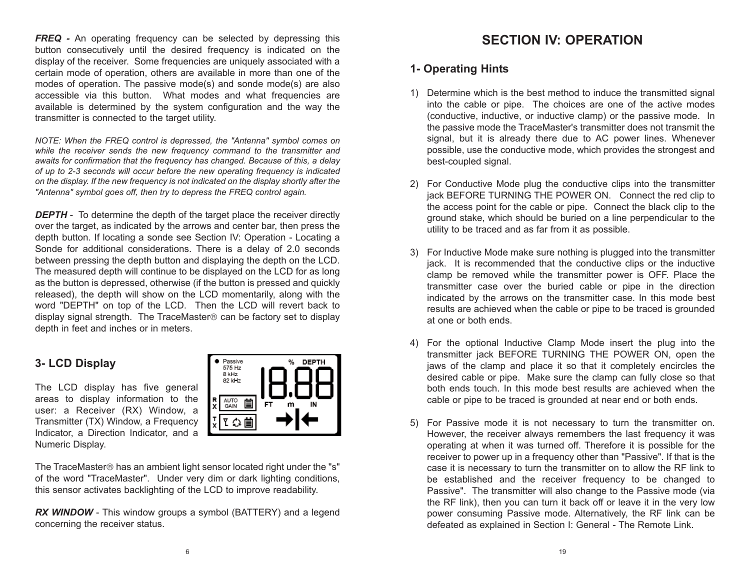***FREQ -*** An operating frequency can be selected by depressing this button consecutively until the desired frequency is indicated on the display of the receiver. Some frequencies are uniquely associated with a certain mode of operation, others are available in more than one of the modes of operation. The passive mode(s) and sonde mode(s) are also accessible via this button. What modes and what frequencies are available is determined by the system configuration and the way the transmitter is connected to the target utility.

*NOTE: When the FREQ control is depressed, the "Antenna" symbol comes on while the receiver sends the new frequency command to the transmitter and awaits for confirmation that the frequency has changed. Because of this, a delay of up to 2-3 seconds will occur before the new operating frequency is indicated on the display. If the new frequency is not indicated on the display shortly after the "Antenna" symbol goes off, then try to depress the FREQ control again.*

***DEPTH*** - To determine the depth of the target place the receiver directly over the target, as indicated by the arrows and center bar, then press the depth button. If locating a sonde see Section IV: Operation - Locating a Sonde for additional considerations. There is a delay of 2.0 seconds between pressing the depth button and displaying the depth on the LCD. The measured depth will continue to be displayed on the LCD for as long as the button is depressed, otherwise (if the button is pressed and quickly released), the depth will show on the LCD momentarily, along with the word "DEPTH" on top of the LCD. Then the LCD will revert back to display signal strength. The TraceMaster® can be factory set to display depth in feet and inches or in meters.

## 3- LCD Display

The LCD display has five general areas to display information to the user: a Receiver (RX) Window, a Transmitter (TX) Window, a Frequency Indicator, a Direction Indicator, and a Numeric Display.

The TraceMaster® has an ambient light sensor located right under the "s" of the word "TraceMaster". Under very dim or dark lighting conditions, this sensor activates backlighting of the LCD to improve readability.

***RX WINDOW*** - This window groups a symbol (BATTERY) and a legend concerning the receiver status.

# SECTION IV: OPERATION

## 1- Operating Hints

1) Determine which is the best method to induce the transmitted signal into the cable or pipe. The choices are one of the active modes (conductive, inductive, or inductive clamp) or the passive mode. In the passive mode the TraceMaster's transmitter does not transmit the signal, but it is already there due to AC power lines. Whenever possible, use the conductive mode, which provides the strongest and best-coupled signal.

2) For Conductive Mode plug the conductive clips into the transmitter jack BEFORE TURNING THE POWER ON. Connect the red clip to the access point for the cable or pipe. Connect the black clip to the ground stake, which should be buried on a line perpendicular to the utility to be traced and as far from it as possible.

3) For Inductive Mode make sure nothing is plugged into the transmitter jack. It is recommended that the conductive clips or the inductive clamp be removed while the transmitter power is OFF. Place the transmitter case over the buried cable or pipe in the direction indicated by the arrows on the transmitter case. In this mode best results are achieved when the cable or pipe to be traced is grounded at one or both ends.

4) For the optional Inductive Clamp Mode insert the plug into the transmitter jack BEFORE TURNING THE POWER ON, open the jaws of the clamp and place it so that it completely encircles the desired cable or pipe. Make sure the clamp can fully close so that both ends touch. In this mode best results are achieved when the cable or pipe to be traced is grounded at near end or both ends.

5) For Passive mode it is not necessary to turn the transmitter on. However, the receiver always remembers the last frequency it was operating at when it was turned off. Therefore it is possible for the receiver to power up in a frequency other than "Passive". If that is the case it is necessary to turn the transmitter on to allow the RF link to be established and the receiver frequency to be changed to Passive". The transmitter will also change to the Passive mode (via the RF link), then you can turn it back off or leave it in the very low power consuming Passive mode. Alternatively, the RF link can be defeated as explained in Section I: General - The Remote Link.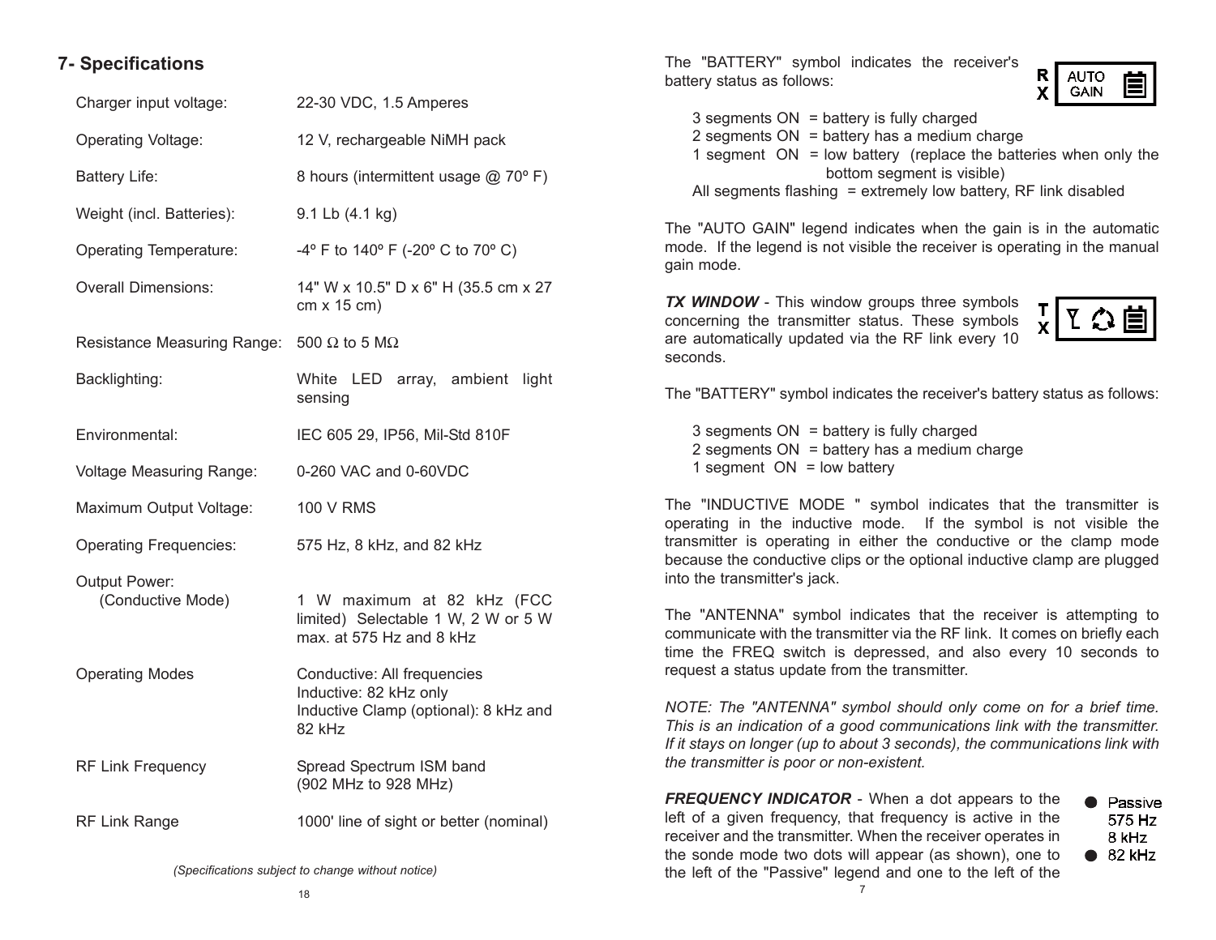## 7- Specifications

| | |
|---|---|
| Charger input voltage: | 22-30 VDC, 1.5 Amperes |
| Operating Voltage: | 12 V, rechargeable NiMH pack |
| Battery Life: | 8 hours (intermittent usage @ 70º F) |
| Weight (incl. Batteries): | 9.1 Lb (4.1 kg) |
| Operating Temperature: | -4º F to 140º F (-20º C to 70º C) |
| Overall Dimensions: | 14" W x 10.5" D x 6" H (35.5 cm x 27 cm x 15 cm) |
| Resistance Measuring Range: | 500 Ω to 5 MΩ |
| Backlighting: | White LED array, ambient light sensing |
| Environmental: | IEC 605 29, IP56, Mil-Std 810F |
| Voltage Measuring Range: | 0-260 VAC and 0-60VDC |
| Maximum Output Voltage: | 100 V RMS |
| Operating Frequencies: | 575 Hz, 8 kHz, and 82 kHz |
| Output Power: (Conductive Mode) | 1 W maximum at 82 kHz (FCC limited) Selectable 1 W, 2 W or 5 W max. at 575 Hz and 8 kHz |
| Operating Modes | Conductive: All frequencies<br>Inductive: 82 kHz only<br>Inductive Clamp (optional): 8 kHz and 82 kHz |
| RF Link Frequency | Spread Spectrum ISM band (902 MHz to 928 MHz) |
| RF Link Range | 1000' line of sight or better (nominal) |

*(Specifications subject to change without notice)*

The "BATTERY" symbol indicates the receiver's battery status as follows:

RX AUTO GAIN

3 segments ON = battery is fully charged
2 segments ON = battery has a medium charge
1 segment ON = low battery (replace the batteries when only the bottom segment is visible)
All segments flashing = extremely low battery, RF link disabled

The "AUTO GAIN" legend indicates when the gain is in the automatic mode. If the legend is not visible the receiver is operating in the manual gain mode.

***TX WINDOW*** - This window groups three symbols concerning the transmitter status. These symbols are automatically updated via the RF link every 10 seconds.

The "BATTERY" symbol indicates the receiver's battery status as follows:

3 segments ON = battery is fully charged
2 segments ON = battery has a medium charge
1 segment ON = low battery

The "INDUCTIVE MODE " symbol indicates that the transmitter is operating in the inductive mode. If the symbol is not visible the transmitter is operating in either the conductive or the clamp mode because the conductive clips or the optional inductive clamp are plugged into the transmitter's jack.

The "ANTENNA" symbol indicates that the receiver is attempting to communicate with the transmitter via the RF link. It comes on briefly each time the FREQ switch is depressed, and also every 10 seconds to request a status update from the transmitter.

*NOTE: The "ANTENNA" symbol should only come on for a brief time. This is an indication of a good communications link with the transmitter. If it stays on longer (up to about 3 seconds), the communications link with the transmitter is poor or non-existent.*

***FREQUENCY INDICATOR*** - When a dot appears to the left of a given frequency, that frequency is active in the receiver and the transmitter. When the receiver operates in the sonde mode two dots will appear (as shown), one to the left of the "Passive" legend and one to the left of the

● Passive
575 Hz
8 kHz
● 82 kHz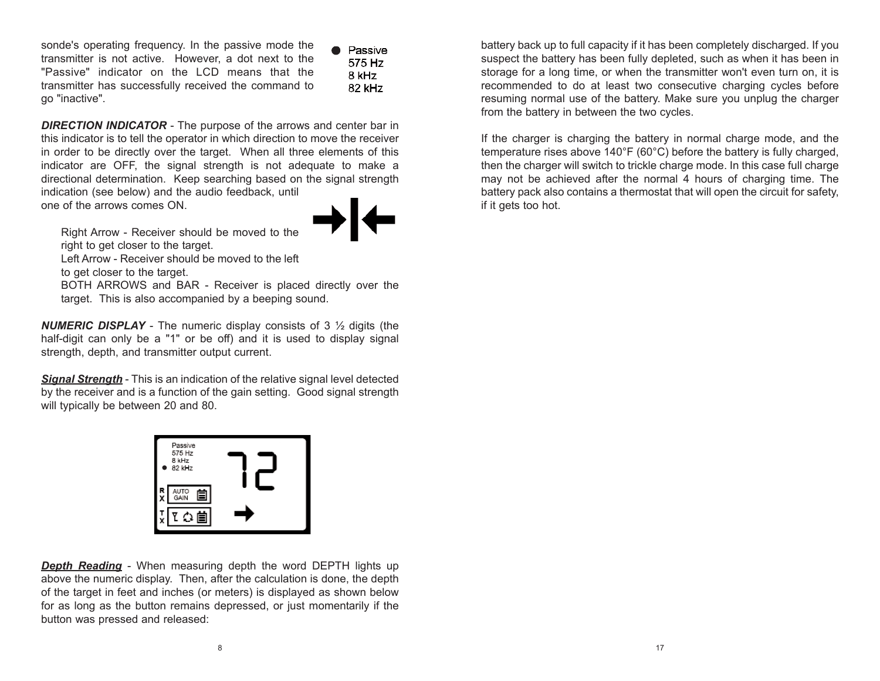sonde's operating frequency. In the passive mode the transmitter is not active. However, a dot next to the "Passive" indicator on the LCD means that the transmitter has successfully received the command to go "inactive".

● Passive
575 Hz
8 kHz
82 kHz

***DIRECTION INDICATOR*** - The purpose of the arrows and center bar in this indicator is to tell the operator in which direction to move the receiver in order to be directly over the target. When all three elements of this indicator are OFF, the signal strength is not adequate to make a directional determination. Keep searching based on the signal strength indication (see below) and the audio feedback, until one of the arrows comes ON.

Right Arrow - Receiver should be moved to the right to get closer to the target.
Left Arrow - Receiver should be moved to the left to get closer to the target.
BOTH ARROWS and BAR - Receiver is placed directly over the target. This is also accompanied by a beeping sound.

***NUMERIC DISPLAY*** - The numeric display consists of 3 ½ digits (the half-digit can only be a "1" or be off) and it is used to display signal strength, depth, and transmitter output current.

***Signal Strength*** - This is an indication of the relative signal level detected by the receiver and is a function of the gain setting. Good signal strength will typically be between 20 and 80.

***Depth Reading*** - When measuring depth the word DEPTH lights up above the numeric display. Then, after the calculation is done, the depth of the target in feet and inches (or meters) is displayed as shown below for as long as the button remains depressed, or just momentarily if the button was pressed and released:

battery back up to full capacity if it has been completely discharged. If you suspect the battery has been fully depleted, such as when it has been in storage for a long time, or when the transmitter won't even turn on, it is recommended to do at least two consecutive charging cycles before resuming normal use of the battery. Make sure you unplug the charger from the battery in between the two cycles.

If the charger is charging the battery in normal charge mode, and the temperature rises above 140°F (60°C) before the battery is fully charged, then the charger will switch to trickle charge mode. In this case full charge may not be achieved after the normal 4 hours of charging time. The battery pack also contains a thermostat that will open the circuit for safety, if it gets too hot.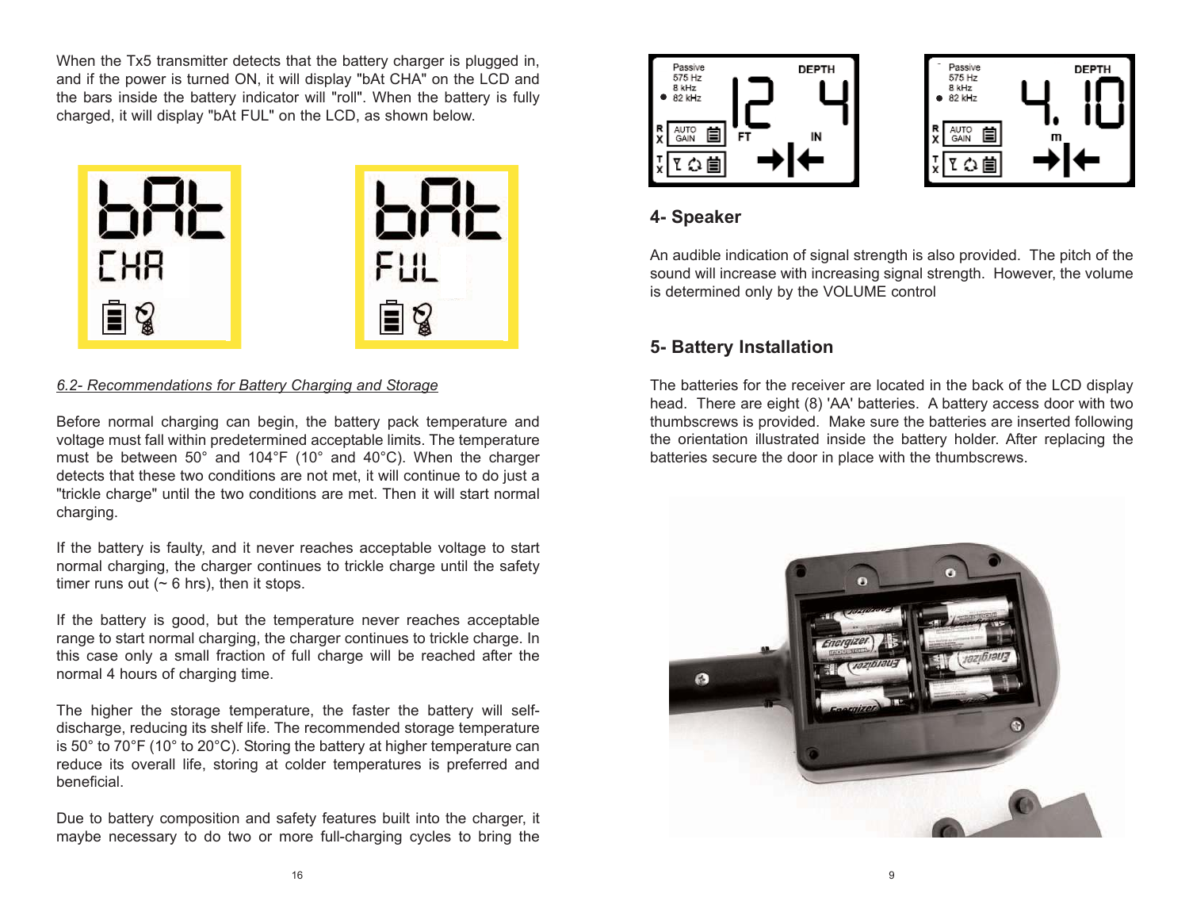When the Tx5 transmitter detects that the battery charger is plugged in, and if the power is turned ON, it will display "bAt CHA" on the LCD and the bars inside the battery indicator will "roll". When the battery is fully charged, it will display "bAt FUL" on the LCD, as shown below.

*6.2- Recommendations for Battery Charging and Storage*

Before normal charging can begin, the battery pack temperature and voltage must fall within predetermined acceptable limits. The temperature must be between 50° and 104°F (10° and 40°C). When the charger detects that these two conditions are not met, it will continue to do just a "trickle charge" until the two conditions are met. Then it will start normal charging.

If the battery is faulty, and it never reaches acceptable voltage to start normal charging, the charger continues to trickle charge until the safety timer runs out (~ 6 hrs), then it stops.

If the battery is good, but the temperature never reaches acceptable range to start normal charging, the charger continues to trickle charge. In this case only a small fraction of full charge will be reached after the normal 4 hours of charging time.

The higher the storage temperature, the faster the battery will self-discharge, reducing its shelf life. The recommended storage temperature is 50° to 70°F (10° to 20°C). Storing the battery at higher temperature can reduce its overall life, storing at colder temperatures is preferred and beneficial.

Due to battery composition and safety features built into the charger, it maybe necessary to do two or more full-charging cycles to bring the

## 4- Speaker

An audible indication of signal strength is also provided. The pitch of the sound will increase with increasing signal strength. However, the volume is determined only by the VOLUME control

## 5- Battery Installation

The batteries for the receiver are located in the back of the LCD display head. There are eight (8) 'AA' batteries. A battery access door with two thumbscrews is provided. Make sure the batteries are inserted following the orientation illustrated inside the battery holder. After replacing the batteries secure the door in place with the thumbscrews.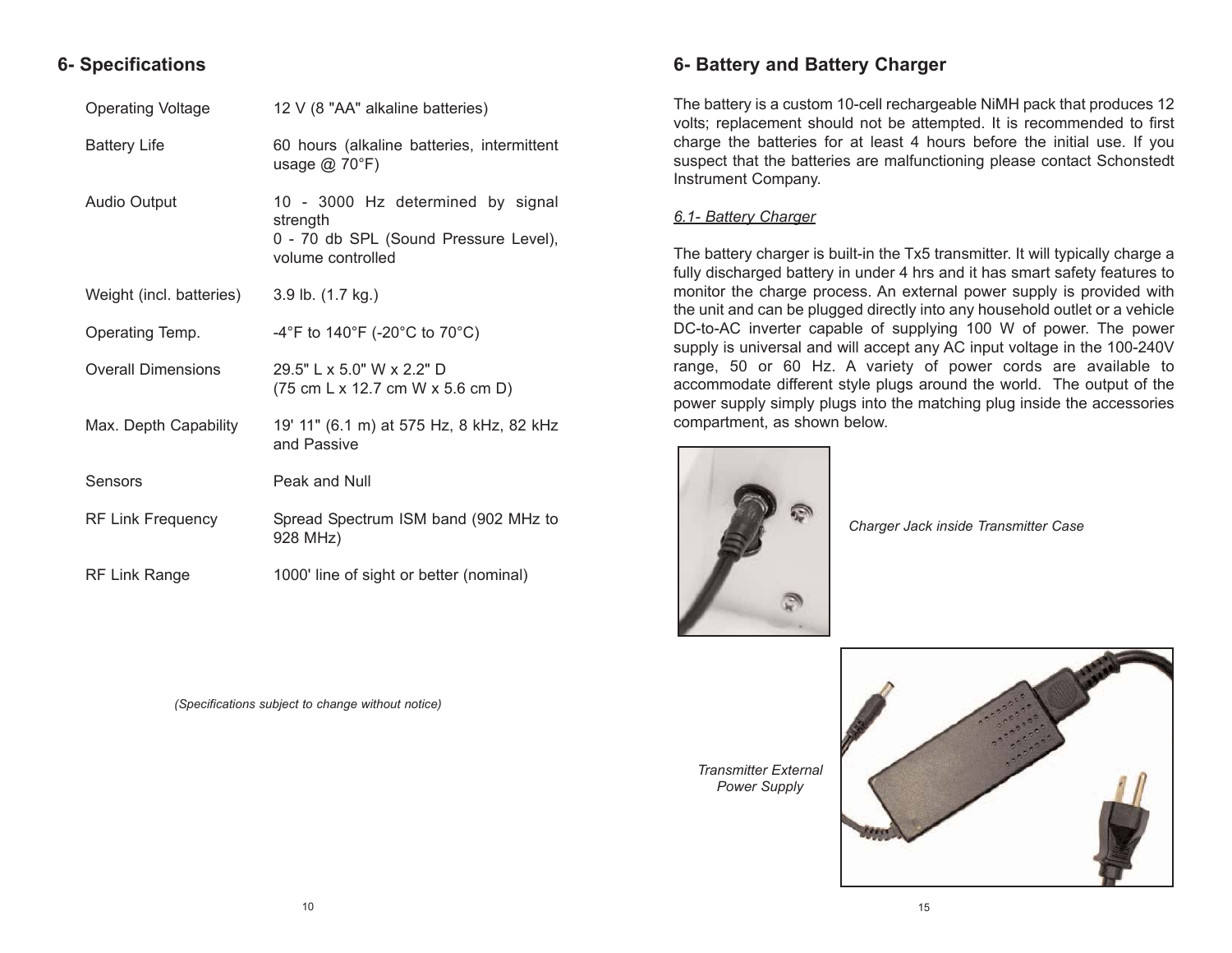## 6- Specifications

| | |
|---|---|
| Operating Voltage | 12 V (8 "AA" alkaline batteries) |
| Battery Life | 60 hours (alkaline batteries, intermittent usage @ 70°F) |
| Audio Output | 10 - 3000 Hz determined by signal strength<br>0 - 70 db SPL (Sound Pressure Level), volume controlled |
| Weight (incl. batteries) | 3.9 lb. (1.7 kg.) |
| Operating Temp. | -4°F to 140°F (-20°C to 70°C) |
| Overall Dimensions | 29.5" L x 5.0" W x 2.2" D<br>(75 cm L x 12.7 cm W x 5.6 cm D) |
| Max. Depth Capability | 19' 11" (6.1 m) at 575 Hz, 8 kHz, 82 kHz and Passive |
| Sensors | Peak and Null |
| RF Link Frequency | Spread Spectrum ISM band (902 MHz to 928 MHz) |
| RF Link Range | 1000' line of sight or better (nominal) |

*(Specifications subject to change without notice)*

## 6- Battery and Battery Charger

The battery is a custom 10-cell rechargeable NiMH pack that produces 12 volts; replacement should not be attempted. It is recommended to first charge the batteries for at least 4 hours before the initial use. If you suspect that the batteries are malfunctioning please contact Schonstedt Instrument Company.

### *6.1- Battery Charger*

The battery charger is built-in the Tx5 transmitter. It will typically charge a fully discharged battery in under 4 hrs and it has smart safety features to monitor the charge process. An external power supply is provided with the unit and can be plugged directly into any household outlet or a vehicle DC-to-AC inverter capable of supplying 100 W of power. The power supply is universal and will accept any AC input voltage in the 100-240V range, 50 or 60 Hz. A variety of power cords are available to accommodate different style plugs around the world. The output of the power supply simply plugs into the matching plug inside the accessories compartment, as shown below.

*Charger Jack inside Transmitter Case*

*Transmitter External Power Supply*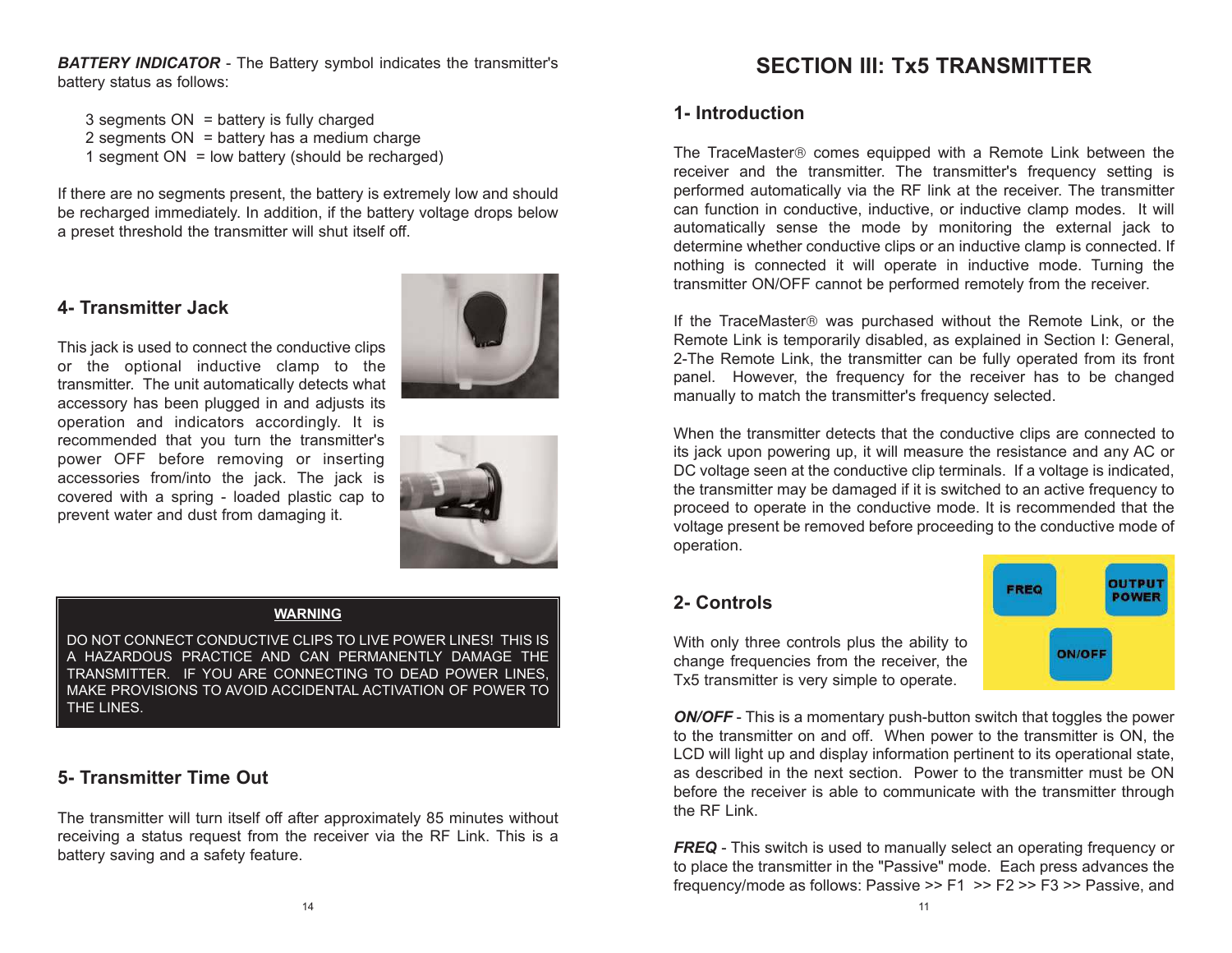***BATTERY INDICATOR*** - The Battery symbol indicates the transmitter's battery status as follows:

3 segments ON = battery is fully charged
2 segments ON = battery has a medium charge
1 segment ON = low battery (should be recharged)

If there are no segments present, the battery is extremely low and should be recharged immediately. In addition, if the battery voltage drops below a preset threshold the transmitter will shut itself off.

## 4- Transmitter Jack

This jack is used to connect the conductive clips or the optional inductive clamp to the transmitter. The unit automatically detects what accessory has been plugged in and adjusts its operation and indicators accordingly. It is recommended that you turn the transmitter's power OFF before removing or inserting accessories from/into the jack. The jack is covered with a spring - loaded plastic cap to prevent water and dust from damaging it.

**WARNING**

DO NOT CONNECT CONDUCTIVE CLIPS TO LIVE POWER LINES! THIS IS A HAZARDOUS PRACTICE AND CAN PERMANENTLY DAMAGE THE TRANSMITTER. IF YOU ARE CONNECTING TO DEAD POWER LINES, MAKE PROVISIONS TO AVOID ACCIDENTAL ACTIVATION OF POWER TO THE LINES.

## 5- Transmitter Time Out

The transmitter will turn itself off after approximately 85 minutes without receiving a status request from the receiver via the RF Link. This is a battery saving and a safety feature.

# SECTION III: Tx5 TRANSMITTER

## 1- Introduction

The TraceMaster® comes equipped with a Remote Link between the receiver and the transmitter. The transmitter's frequency setting is performed automatically via the RF link at the receiver. The transmitter can function in conductive, inductive, or inductive clamp modes. It will automatically sense the mode by monitoring the external jack to determine whether conductive clips or an inductive clamp is connected. If nothing is connected it will operate in inductive mode. Turning the transmitter ON/OFF cannot be performed remotely from the receiver.

If the TraceMaster® was purchased without the Remote Link, or the Remote Link is temporarily disabled, as explained in Section I: General, 2-The Remote Link, the transmitter can be fully operated from its front panel. However, the frequency for the receiver has to be changed manually to match the transmitter's frequency selected.

When the transmitter detects that the conductive clips are connected to its jack upon powering up, it will measure the resistance and any AC or DC voltage seen at the conductive clip terminals. If a voltage is indicated, the transmitter may be damaged if it is switched to an active frequency to proceed to operate in the conductive mode. It is recommended that the voltage present be removed before proceeding to the conductive mode of operation.

## 2- Controls

With only three controls plus the ability to change frequencies from the receiver, the Tx5 transmitter is very simple to operate.

***ON/OFF*** - This is a momentary push-button switch that toggles the power to the transmitter on and off. When power to the transmitter is ON, the LCD will light up and display information pertinent to its operational state, as described in the next section. Power to the transmitter must be ON before the receiver is able to communicate with the transmitter through the RF Link.

***FREQ*** - This switch is used to manually select an operating frequency or to place the transmitter in the "Passive" mode. Each press advances the frequency/mode as follows: Passive >> F1 >> F2 >> F3 >> Passive, and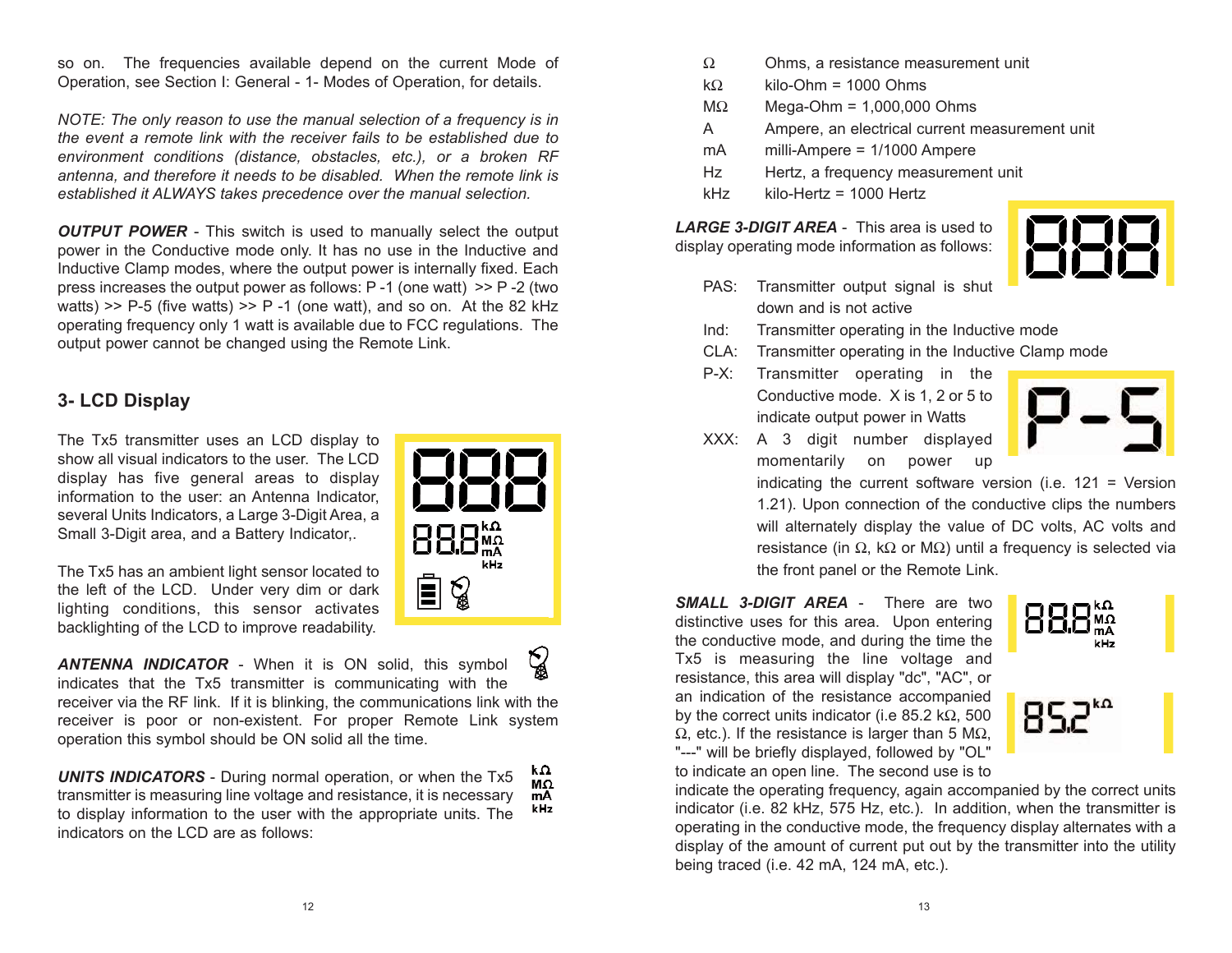so on. The frequencies available depend on the current Mode of Operation, see Section I: General - 1- Modes of Operation, for details.

*NOTE: The only reason to use the manual selection of a frequency is in the event a remote link with the receiver fails to be established due to environment conditions (distance, obstacles, etc.), or a broken RF antenna, and therefore it needs to be disabled. When the remote link is established it ALWAYS takes precedence over the manual selection.*

***OUTPUT POWER*** - This switch is used to manually select the output power in the Conductive mode only. It has no use in the Inductive and Inductive Clamp modes, where the output power is internally fixed. Each press increases the output power as follows: P -1 (one watt) >> P -2 (two watts) >> P-5 (five watts) >> P -1 (one watt), and so on. At the 82 kHz operating frequency only 1 watt is available due to FCC regulations. The output power cannot be changed using the Remote Link.

## 3- LCD Display

The Tx5 transmitter uses an LCD display to show all visual indicators to the user. The LCD display has five general areas to display information to the user: an Antenna Indicator, several Units Indicators, a Large 3-Digit Area, a Small 3-Digit area, and a Battery Indicator,.

The Tx5 has an ambient light sensor located to the left of the LCD. Under very dim or dark lighting conditions, this sensor activates backlighting of the LCD to improve readability.

***ANTENNA INDICATOR*** - When it is ON solid, this symbol indicates that the Tx5 transmitter is communicating with the receiver via the RF link. If it is blinking, the communications link with the receiver is poor or non-existent. For proper Remote Link system operation this symbol should be ON solid all the time.

***UNITS INDICATORS*** - During normal operation, or when the Tx5 transmitter is measuring line voltage and resistance, it is necessary to display information to the user with the appropriate units. The indicators on the LCD are as follows:

| | |
|---|---|
| Ω | Ohms, a resistance measurement unit |
| kΩ | kilo-Ohm = 1000 Ohms |
| MΩ | Mega-Ohm = 1,000,000 Ohms |
| A | Ampere, an electrical current measurement unit |
| mA | milli-Ampere = 1/1000 Ampere |
| Hz | Hertz, a frequency measurement unit |
| kHz | kilo-Hertz = 1000 Hertz |

***LARGE 3-DIGIT AREA*** - This area is used to display operating mode information as follows:

- PAS: Transmitter output signal is shut down and is not active
- Ind: Transmitter operating in the Inductive mode
- CLA: Transmitter operating in the Inductive Clamp mode
- P-X: Transmitter operating in the Conductive mode. X is 1, 2 or 5 to indicate output power in Watts
- XXX: A 3 digit number displayed momentarily on power up indicating the current software version (i.e. 121 = Version 1.21). Upon connection of the conductive clips the numbers will alternately display the value of DC volts, AC volts and resistance (in Ω, kΩ or MΩ) until a frequency is selected via the front panel or the Remote Link.

***SMALL 3-DIGIT AREA*** - There are two distinctive uses for this area. Upon entering the conductive mode, and during the time the Tx5 is measuring the line voltage and resistance, this area will display "dc", "AC", or an indication of the resistance accompanied by the correct units indicator (i.e 85.2 kΩ, 500 Ω, etc.). If the resistance is larger than 5 MΩ, "---" will be briefly displayed, followed by "OL" to indicate an open line. The second use is to indicate the operating frequency, again accompanied by the correct units indicator (i.e. 82 kHz, 575 Hz, etc.). In addition, when the transmitter is operating in the conductive mode, the frequency display alternates with a display of the amount of current put out by the transmitter into the utility being traced (i.e. 42 mA, 124 mA, etc.).